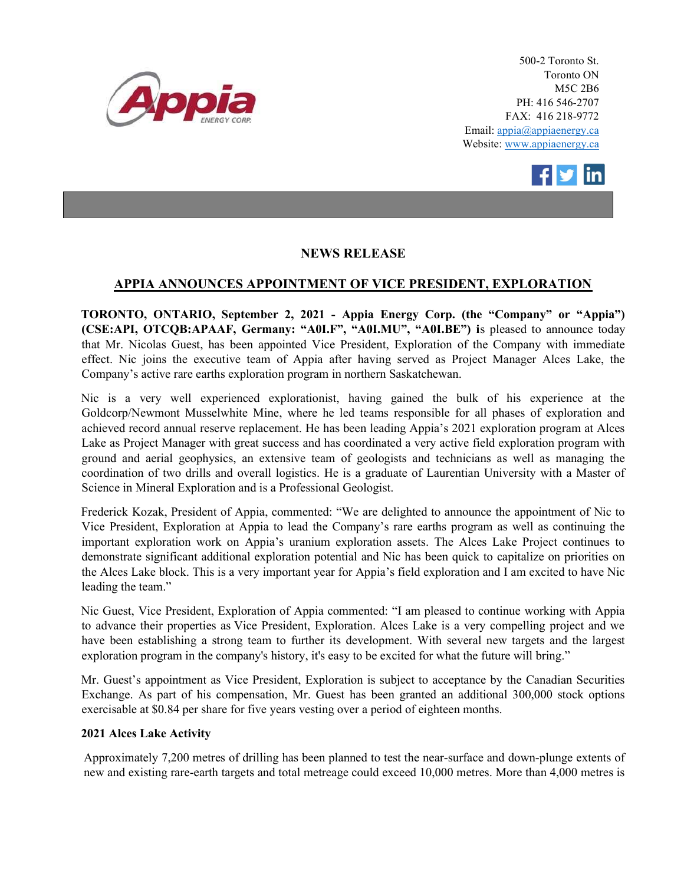500-2 Toronto St.
Toronto ON
M5C 2B6
PH: 416 546-2707
FAX: 416 218-9772
Email: appia@appiaenergy.ca
Website: www.appiaenergy.ca

## NEWS RELEASE

## APPIA ANNOUNCES APPOINTMENT OF VICE PRESIDENT, EXPLORATION

**TORONTO, ONTARIO, September 2, 2021 - Appia Energy Corp. (the "Company" or "Appia") (CSE:API, OTCQB:APAAF, Germany: "A0I.F", "A0I.MU", "A0I.BE") i**s pleased to announce today that Mr. Nicolas Guest, has been appointed Vice President, Exploration of the Company with immediate effect. Nic joins the executive team of Appia after having served as Project Manager Alces Lake, the Company's active rare earths exploration program in northern Saskatchewan.

Nic is a very well experienced explorationist, having gained the bulk of his experience at the Goldcorp/Newmont Musselwhite Mine, where he led teams responsible for all phases of exploration and achieved record annual reserve replacement. He has been leading Appia's 2021 exploration program at Alces Lake as Project Manager with great success and has coordinated a very active field exploration program with ground and aerial geophysics, an extensive team of geologists and technicians as well as managing the coordination of two drills and overall logistics. He is a graduate of Laurentian University with a Master of Science in Mineral Exploration and is a Professional Geologist.

Frederick Kozak, President of Appia, commented: "We are delighted to announce the appointment of Nic to Vice President, Exploration at Appia to lead the Company's rare earths program as well as continuing the important exploration work on Appia's uranium exploration assets. The Alces Lake Project continues to demonstrate significant additional exploration potential and Nic has been quick to capitalize on priorities on the Alces Lake block. This is a very important year for Appia's field exploration and I am excited to have Nic leading the team."

Nic Guest, Vice President, Exploration of Appia commented: "I am pleased to continue working with Appia to advance their properties as Vice President, Exploration. Alces Lake is a very compelling project and we have been establishing a strong team to further its development. With several new targets and the largest exploration program in the company's history, it's easy to be excited for what the future will bring."

Mr. Guest's appointment as Vice President, Exploration is subject to acceptance by the Canadian Securities Exchange. As part of his compensation, Mr. Guest has been granted an additional 300,000 stock options exercisable at $0.84 per share for five years vesting over a period of eighteen months.

### 2021 Alces Lake Activity

Approximately 7,200 metres of drilling has been planned to test the near-surface and down-plunge extents of new and existing rare-earth targets and total metreage could exceed 10,000 metres. More than 4,000 metres is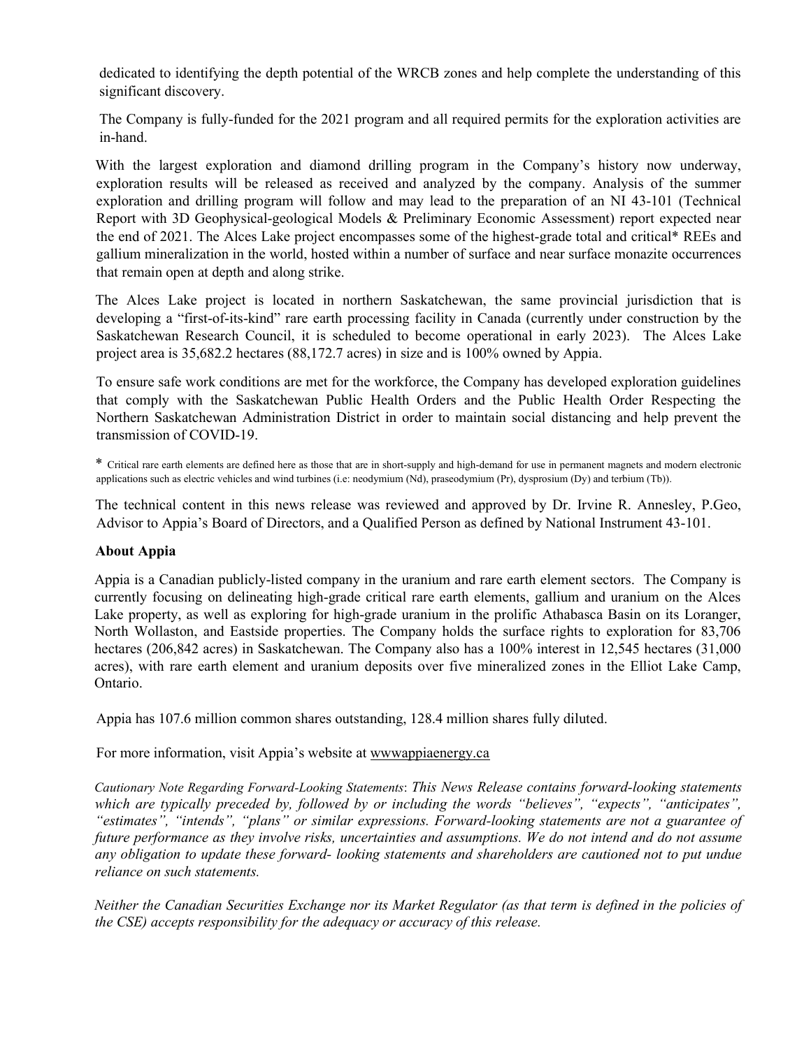dedicated to identifying the depth potential of the WRCB zones and help complete the understanding of this significant discovery.

The Company is fully-funded for the 2021 program and all required permits for the exploration activities are in-hand.

With the largest exploration and diamond drilling program in the Company's history now underway, exploration results will be released as received and analyzed by the company. Analysis of the summer exploration and drilling program will follow and may lead to the preparation of an NI 43-101 (Technical Report with 3D Geophysical-geological Models & Preliminary Economic Assessment) report expected near the end of 2021. The Alces Lake project encompasses some of the highest-grade total and critical* REEs and gallium mineralization in the world, hosted within a number of surface and near surface monazite occurrences that remain open at depth and along strike.

The Alces Lake project is located in northern Saskatchewan, the same provincial jurisdiction that is developing a "first-of-its-kind" rare earth processing facility in Canada (currently under construction by the Saskatchewan Research Council, it is scheduled to become operational in early 2023). The Alces Lake project area is 35,682.2 hectares (88,172.7 acres) in size and is 100% owned by Appia.

To ensure safe work conditions are met for the workforce, the Company has developed exploration guidelines that comply with the Saskatchewan Public Health Orders and the Public Health Order Respecting the Northern Saskatchewan Administration District in order to maintain social distancing and help prevent the transmission of COVID-19.

\* Critical rare earth elements are defined here as those that are in short-supply and high-demand for use in permanent magnets and modern electronic applications such as electric vehicles and wind turbines (i.e: neodymium (Nd), praseodymium (Pr), dysprosium (Dy) and terbium (Tb)).

The technical content in this news release was reviewed and approved by Dr. Irvine R. Annesley, P.Geo, Advisor to Appia's Board of Directors, and a Qualified Person as defined by National Instrument 43-101.

**About Appia**

Appia is a Canadian publicly-listed company in the uranium and rare earth element sectors. The Company is currently focusing on delineating high-grade critical rare earth elements, gallium and uranium on the Alces Lake property, as well as exploring for high-grade uranium in the prolific Athabasca Basin on its Loranger, North Wollaston, and Eastside properties. The Company holds the surface rights to exploration for 83,706 hectares (206,842 acres) in Saskatchewan. The Company also has a 100% interest in 12,545 hectares (31,000 acres), with rare earth element and uranium deposits over five mineralized zones in the Elliot Lake Camp, Ontario.

Appia has 107.6 million common shares outstanding, 128.4 million shares fully diluted.

For more information, visit Appia's website at wwwappiaenergy.ca

*Cautionary Note Regarding Forward-Looking Statements: This News Release contains forward-looking statements which are typically preceded by, followed by or including the words "believes", "expects", "anticipates", "estimates", "intends", "plans" or similar expressions. Forward-looking statements are not a guarantee of future performance as they involve risks, uncertainties and assumptions. We do not intend and do not assume any obligation to update these forward- looking statements and shareholders are cautioned not to put undue reliance on such statements.*

*Neither the Canadian Securities Exchange nor its Market Regulator (as that term is defined in the policies of the CSE) accepts responsibility for the adequacy or accuracy of this release.*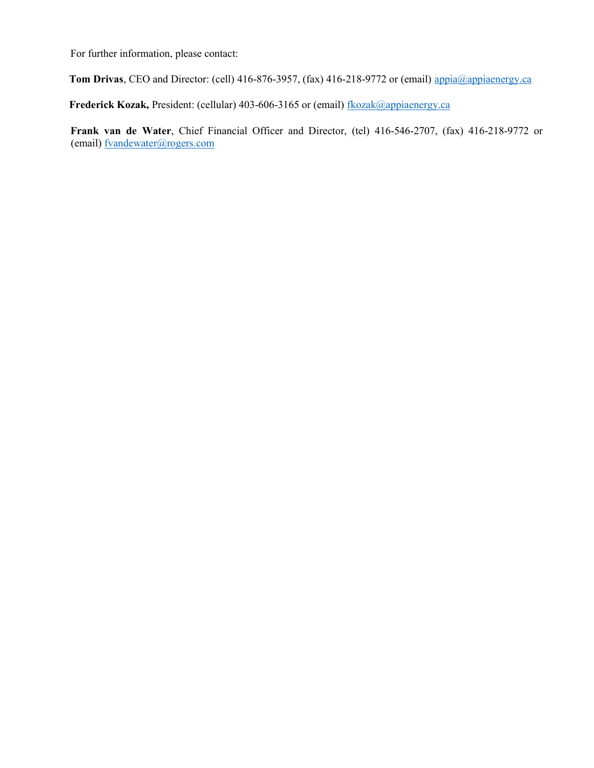For further information, please contact:

**Tom Drivas**, CEO and Director: (cell) 416-876-3957, (fax) 416-218-9772 or (email) appia@appiaenergy.ca

**Frederick Kozak,** President: (cellular) 403-606-3165 or (email) fkozak@appiaenergy.ca

**Frank van de Water**, Chief Financial Officer and Director, (tel) 416-546-2707, (fax) 416-218-9772 or (email) fvandewater@rogers.com